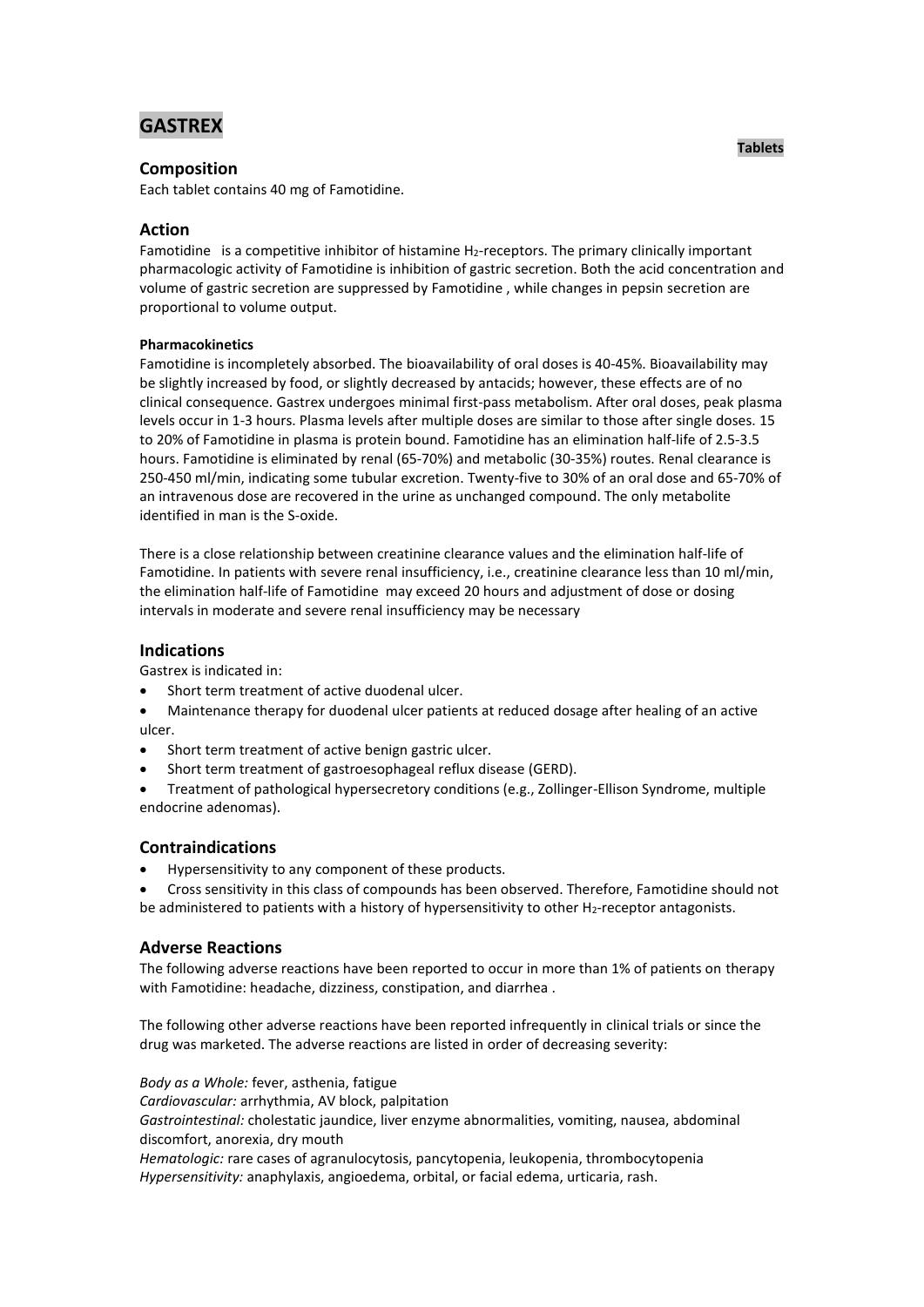# GASTREX

**Tablets**

## Composition

Each tablet contains 40 mg of Famotidine.

## Action

Famotidine is a competitive inhibitor of histamine $H_2$-receptors. The primary clinically important pharmacologic activity of Famotidine is inhibition of gastric secretion. Both the acid concentration and volume of gastric secretion are suppressed by Famotidine , while changes in pepsin secretion are proportional to volume output.

#### Pharmacokinetics

Famotidine is incompletely absorbed. The bioavailability of oral doses is 40-45%. Bioavailability may be slightly increased by food, or slightly decreased by antacids; however, these effects are of no clinical consequence. Gastrex undergoes minimal first-pass metabolism. After oral doses, peak plasma levels occur in 1-3 hours. Plasma levels after multiple doses are similar to those after single doses. 15 to 20% of Famotidine in plasma is protein bound. Famotidine has an elimination half-life of 2.5-3.5 hours. Famotidine is eliminated by renal (65-70%) and metabolic (30-35%) routes. Renal clearance is 250-450 ml/min, indicating some tubular excretion. Twenty-five to 30% of an oral dose and 65-70% of an intravenous dose are recovered in the urine as unchanged compound. The only metabolite identified in man is the S-oxide.

There is a close relationship between creatinine clearance values and the elimination half-life of Famotidine. In patients with severe renal insufficiency, i.e., creatinine clearance less than 10 ml/min, the elimination half-life of Famotidine may exceed 20 hours and adjustment of dose or dosing intervals in moderate and severe renal insufficiency may be necessary

## Indications

Gastrex is indicated in:

- Short term treatment of active duodenal ulcer.
- Maintenance therapy for duodenal ulcer patients at reduced dosage after healing of an active ulcer.
- Short term treatment of active benign gastric ulcer.
- Short term treatment of gastroesophageal reflux disease (GERD).
- Treatment of pathological hypersecretory conditions (e.g., Zollinger-Ellison Syndrome, multiple endocrine adenomas).

## Contraindications

- Hypersensitivity to any component of these products.
- Cross sensitivity in this class of compounds has been observed. Therefore, Famotidine should not be administered to patients with a history of hypersensitivity to other $H_2$-receptor antagonists.

## Adverse Reactions

The following adverse reactions have been reported to occur in more than 1% of patients on therapy with Famotidine: headache, dizziness, constipation, and diarrhea .

The following other adverse reactions have been reported infrequently in clinical trials or since the drug was marketed. The adverse reactions are listed in order of decreasing severity:

*Body as a Whole:* fever, asthenia, fatigue
*Cardiovascular:* arrhythmia, AV block, palpitation
*Gastrointestinal:* cholestatic jaundice, liver enzyme abnormalities, vomiting, nausea, abdominal discomfort, anorexia, dry mouth
*Hematologic:* rare cases of agranulocytosis, pancytopenia, leukopenia, thrombocytopenia
*Hypersensitivity:* anaphylaxis, angioedema, orbital, or facial edema, urticaria, rash.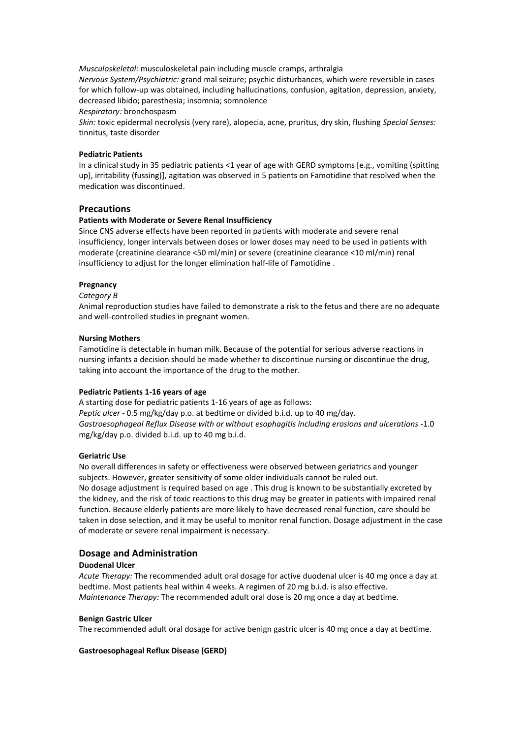*Musculoskeletal:* musculoskeletal pain including muscle cramps, arthralgia
*Nervous System/Psychiatric:* grand mal seizure; psychic disturbances, which were reversible in cases for which follow-up was obtained, including hallucinations, confusion, agitation, depression, anxiety, decreased libido; paresthesia; insomnia; somnolence
*Respiratory:* bronchospasm
*Skin:* toxic epidermal necrolysis (very rare), alopecia, acne, pruritus, dry skin, flushing *Special Senses:* tinnitus, taste disorder

**Pediatric Patients**

In a clinical study in 35 pediatric patients <1 year of age with GERD symptoms [e.g., vomiting (spitting up), irritability (fussing)], agitation was observed in 5 patients on Famotidine that resolved when the medication was discontinued.

## Precautions

**Patients with Moderate or Severe Renal Insufficiency**

Since CNS adverse effects have been reported in patients with moderate and severe renal insufficiency, longer intervals between doses or lower doses may need to be used in patients with moderate (creatinine clearance <50 ml/min) or severe (creatinine clearance <10 ml/min) renal insufficiency to adjust for the longer elimination half-life of Famotidine .

**Pregnancy**

*Category B*

Animal reproduction studies have failed to demonstrate a risk to the fetus and there are no adequate and well-controlled studies in pregnant women.

**Nursing Mothers**

Famotidine is detectable in human milk. Because of the potential for serious adverse reactions in nursing infants a decision should be made whether to discontinue nursing or discontinue the drug, taking into account the importance of the drug to the mother.

**Pediatric Patients 1-16 years of age**

A starting dose for pediatric patients 1-16 years of age as follows:
*Peptic ulcer* - 0.5 mg/kg/day p.o. at bedtime or divided b.i.d. up to 40 mg/day.
*Gastroesophageal Reflux Disease with or without esophagitis including erosions and ulcerations* -1.0 mg/kg/day p.o. divided b.i.d. up to 40 mg b.i.d.

**Geriatric Use**

No overall differences in safety or effectiveness were observed between geriatrics and younger subjects. However, greater sensitivity of some older individuals cannot be ruled out.
No dosage adjustment is required based on age . This drug is known to be substantially excreted by the kidney, and the risk of toxic reactions to this drug may be greater in patients with impaired renal function. Because elderly patients are more likely to have decreased renal function, care should be taken in dose selection, and it may be useful to monitor renal function. Dosage adjustment in the case of moderate or severe renal impairment is necessary.

## Dosage and Administration

**Duodenal Ulcer**

*Acute Therapy:* The recommended adult oral dosage for active duodenal ulcer is 40 mg once a day at bedtime. Most patients heal within 4 weeks. A regimen of 20 mg b.i.d. is also effective.
*Maintenance Therapy:* The recommended adult oral dose is 20 mg once a day at bedtime.

**Benign Gastric Ulcer**

The recommended adult oral dosage for active benign gastric ulcer is 40 mg once a day at bedtime.

**Gastroesophageal Reflux Disease (GERD)**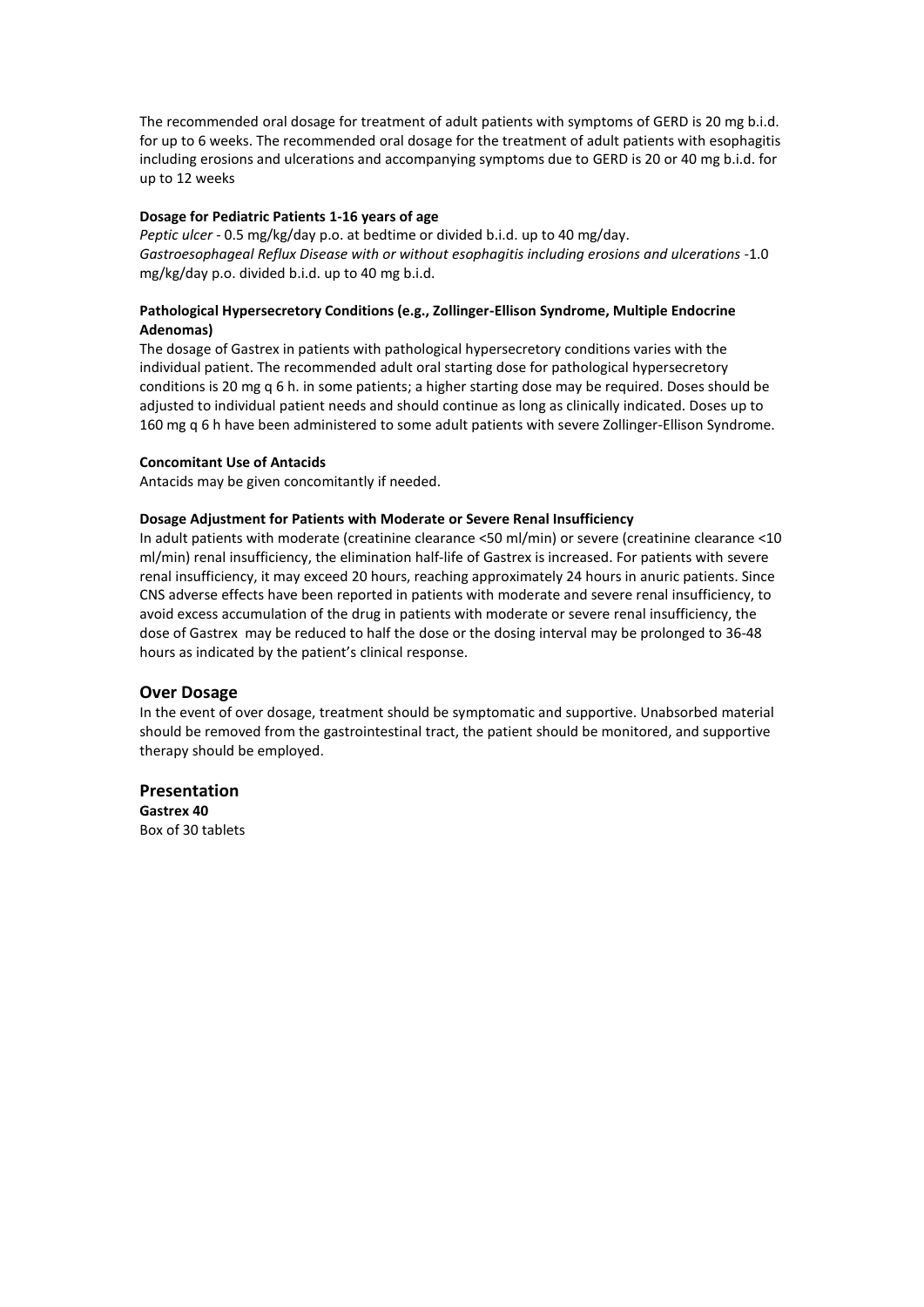The recommended oral dosage for treatment of adult patients with symptoms of GERD is 20 mg b.i.d. for up to 6 weeks. The recommended oral dosage for the treatment of adult patients with esophagitis including erosions and ulcerations and accompanying symptoms due to GERD is 20 or 40 mg b.i.d. for up to 12 weeks

**Dosage for Pediatric Patients 1-16 years of age**

*Peptic ulcer* - 0.5 mg/kg/day p.o. at bedtime or divided b.i.d. up to 40 mg/day.
*Gastroesophageal Reflux Disease with or without esophagitis including erosions and ulcerations* -1.0 mg/kg/day p.o. divided b.i.d. up to 40 mg b.i.d.

**Pathological Hypersecretory Conditions (e.g., Zollinger-Ellison Syndrome, Multiple Endocrine Adenomas)**

The dosage of Gastrex in patients with pathological hypersecretory conditions varies with the individual patient. The recommended adult oral starting dose for pathological hypersecretory conditions is 20 mg q 6 h. in some patients; a higher starting dose may be required. Doses should be adjusted to individual patient needs and should continue as long as clinically indicated. Doses up to 160 mg q 6 h have been administered to some adult patients with severe Zollinger-Ellison Syndrome.

**Concomitant Use of Antacids**

Antacids may be given concomitantly if needed.

**Dosage Adjustment for Patients with Moderate or Severe Renal Insufficiency**

In adult patients with moderate (creatinine clearance <50 ml/min) or severe (creatinine clearance <10 ml/min) renal insufficiency, the elimination half-life of Gastrex is increased. For patients with severe renal insufficiency, it may exceed 20 hours, reaching approximately 24 hours in anuric patients. Since CNS adverse effects have been reported in patients with moderate and severe renal insufficiency, to avoid excess accumulation of the drug in patients with moderate or severe renal insufficiency, the dose of Gastrex may be reduced to half the dose or the dosing interval may be prolonged to 36-48 hours as indicated by the patient's clinical response.

## Over Dosage

In the event of over dosage, treatment should be symptomatic and supportive. Unabsorbed material should be removed from the gastrointestinal tract, the patient should be monitored, and supportive therapy should be employed.

## Presentation

**Gastrex 40**
Box of 30 tablets